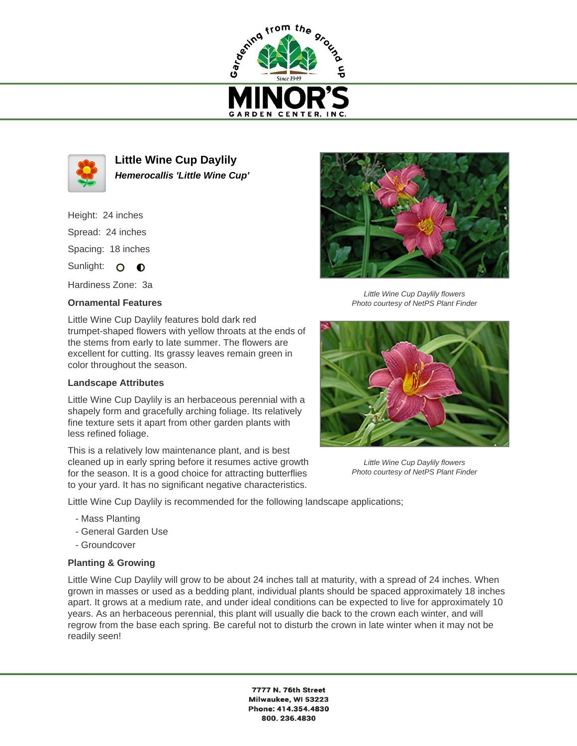# Little Wine Cup Daylily

***Hemerocallis 'Little Wine Cup'***

Height: 24 inches

Spread: 24 inches

Spacing: 18 inches

Sunlight:

Hardiness Zone: 3a

Little Wine Cup Daylily flowers
Photo courtesy of NetPS Plant Finder

Little Wine Cup Daylily flowers
Photo courtesy of NetPS Plant Finder

### Ornamental Features

Little Wine Cup Daylily features bold dark red trumpet-shaped flowers with yellow throats at the ends of the stems from early to late summer. The flowers are excellent for cutting. Its grassy leaves remain green in color throughout the season.

### Landscape Attributes

Little Wine Cup Daylily is an herbaceous perennial with a shapely form and gracefully arching foliage. Its relatively fine texture sets it apart from other garden plants with less refined foliage.

This is a relatively low maintenance plant, and is best cleaned up in early spring before it resumes active growth for the season. It is a good choice for attracting butterflies to your yard. It has no significant negative characteristics.

Little Wine Cup Daylily is recommended for the following landscape applications;

- Mass Planting
- General Garden Use
- Groundcover

### Planting & Growing

Little Wine Cup Daylily will grow to be about 24 inches tall at maturity, with a spread of 24 inches. When grown in masses or used as a bedding plant, individual plants should be spaced approximately 18 inches apart. It grows at a medium rate, and under ideal conditions can be expected to live for approximately 10 years. As an herbaceous perennial, this plant will usually die back to the crown each winter, and will regrow from the base each spring. Be careful not to disturb the crown in late winter when it may not be readily seen!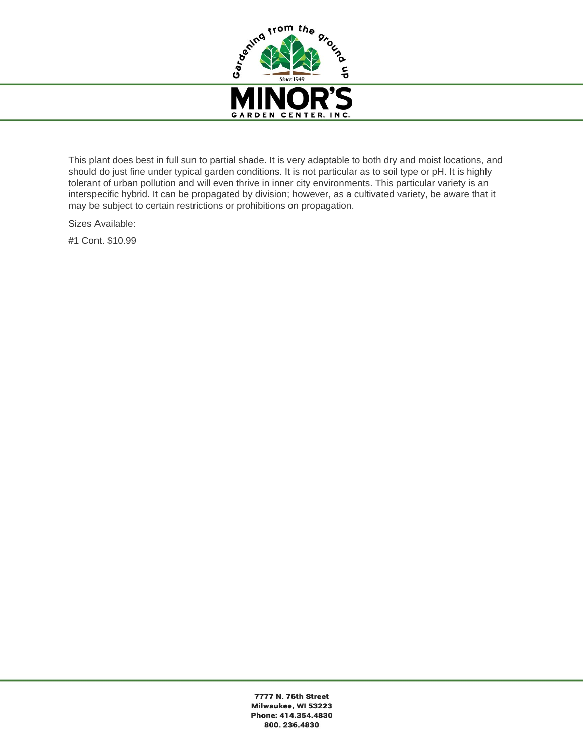This plant does best in full sun to partial shade. It is very adaptable to both dry and moist locations, and should do just fine under typical garden conditions. It is not particular as to soil type or pH. It is highly tolerant of urban pollution and will even thrive in inner city environments. This particular variety is an interspecific hybrid. It can be propagated by division; however, as a cultivated variety, be aware that it may be subject to certain restrictions or prohibitions on propagation.

Sizes Available:

#1 Cont. $10.99